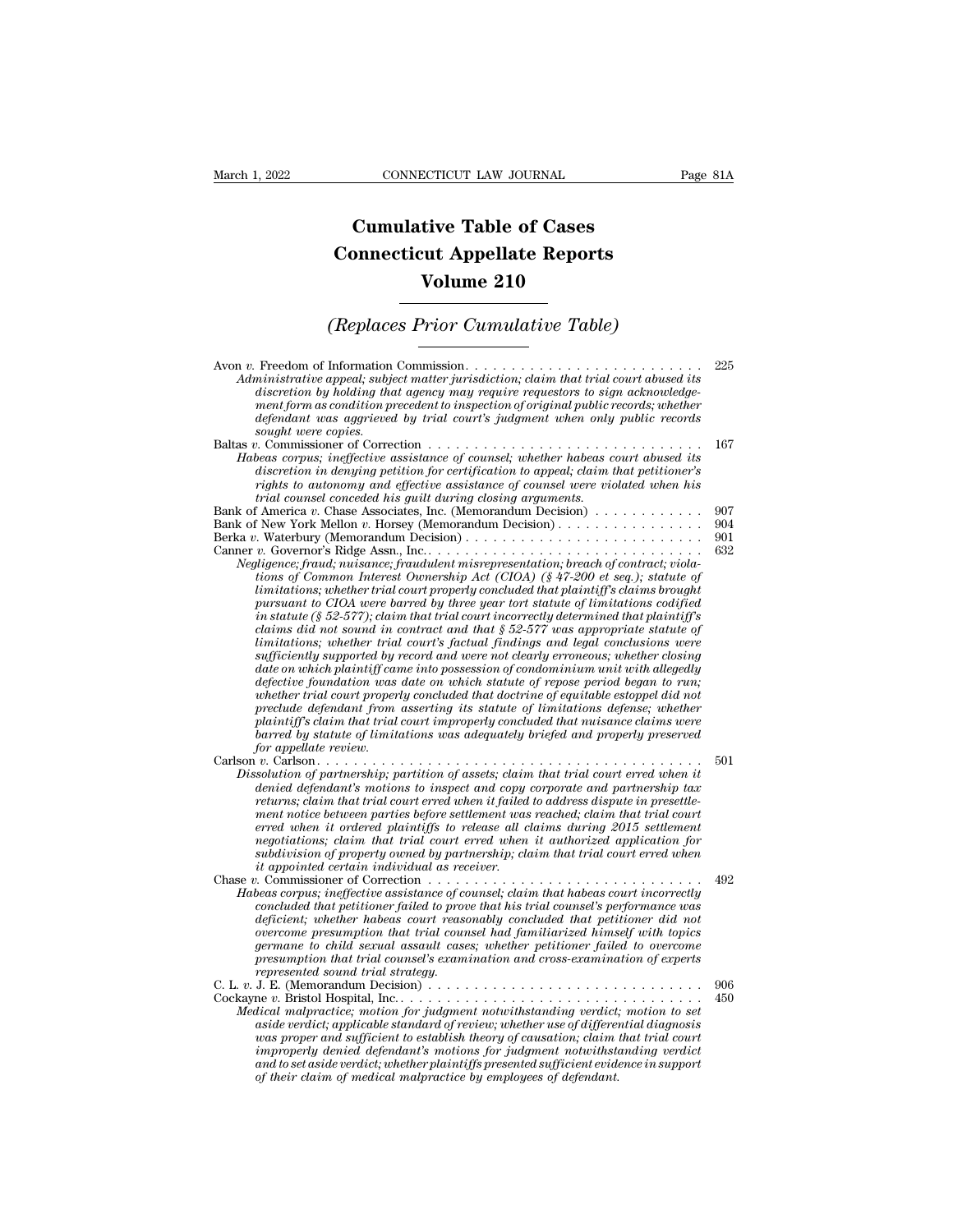# Cumulative Table of Cases
# Connecticut Appellate Reports
# Volume 210

## *(Replaces Prior Cumulative Table)*

Avon *v.* Freedom of Information Commission . . . . . . . . . . . . . . . . . . . . . . . . . . 225
*Administrative appeal; subject matter jurisdiction; claim that trial court abused its discretion by holding that agency may require requestors to sign acknowledgement form as condition precedent to inspection of original public records; whether defendant was aggrieved by trial court's judgment when only public records sought were copies.*

Baltas *v.* Commissioner of Correction . . . . . . . . . . . . . . . . . . . . . . . . . . . . . . 167
*Habeas corpus; ineffective assistance of counsel; whether habeas court abused its discretion in denying petition for certification to appeal; claim that petitioner's rights to autonomy and effective assistance of counsel were violated when his trial counsel conceded his guilt during closing arguments.*

Bank of America *v.* Chase Associates, Inc. (Memorandum Decision) . . . . . . . . . . . . 907

Bank of New York Mellon *v.* Horsey (Memorandum Decision) . . . . . . . . . . . . . . . . 904

Berka *v.* Waterbury (Memorandum Decision) . . . . . . . . . . . . . . . . . . . . . . . . . . 901

Canner *v.* Governor's Ridge Assn., Inc. . . . . . . . . . . . . . . . . . . . . . . . . . . . . . . 632
*Negligence; fraud; nuisance; fraudulent misrepresentation; breach of contract; violations of Common Interest Ownership Act (CIOA) (§ 47-200 et seq.); statute of limitations; whether trial court properly concluded that plaintiff's claims brought pursuant to CIOA were barred by three year tort statute of limitations codified in statute (§ 52-577); claim that trial court incorrectly determined that plaintiff's claims did not sound in contract and that § 52-577 was appropriate statute of limitations; whether trial court's factual findings and legal conclusions were sufficiently supported by record and were not clearly erroneous; whether closing date on which plaintiff came into possession of condominium unit with allegedly defective foundation was date on which statute of repose period began to run; whether trial court properly concluded that doctrine of equitable estoppel did not preclude defendant from asserting its statute of limitations defense; whether plaintiff's claim that trial court improperly concluded that nuisance claims were barred by statute of limitations was adequately briefed and properly preserved for appellate review.*

Carlson *v.* Carlson . . . . . . . . . . . . . . . . . . . . . . . . . . . . . . . . . . . . . . . . . 501
*Dissolution of partnership; partition of assets; claim that trial court erred when it denied defendant's motions to inspect and copy corporate and partnership tax returns; claim that trial court erred when it failed to address dispute in presettlement notice between parties before settlement was reached; claim that trial court erred when it ordered plaintiffs to release all claims during 2015 settlement negotiations; claim that trial court erred when it authorized application for subdivision of property owned by partnership; claim that trial court erred when it appointed certain individual as receiver.*

Chase *v.* Commissioner of Correction . . . . . . . . . . . . . . . . . . . . . . . . . . . . . . 492
*Habeas corpus; ineffective assistance of counsel; claim that habeas court incorrectly concluded that petitioner failed to prove that his trial counsel's performance was deficient; whether habeas court reasonably concluded that petitioner did not overcome presumption that trial counsel had familiarized himself with topics germane to child sexual assault cases; whether petitioner failed to overcome presumption that trial counsel's examination and cross-examination of experts represented sound trial strategy.*

C. L. *v.* J. E. (Memorandum Decision) . . . . . . . . . . . . . . . . . . . . . . . . . . . . . . 906

Cockayne *v.* Bristol Hospital, Inc. . . . . . . . . . . . . . . . . . . . . . . . . . . . . . . . . . 450
*Medical malpractice; motion for judgment notwithstanding verdict; motion to set aside verdict; applicable standard of review; whether use of differential diagnosis was proper and sufficient to establish theory of causation; claim that trial court improperly denied defendant's motions for judgment notwithstanding verdict and to set aside verdict; whether plaintiffs presented sufficient evidence in support of their claim of medical malpractice by employees of defendant.*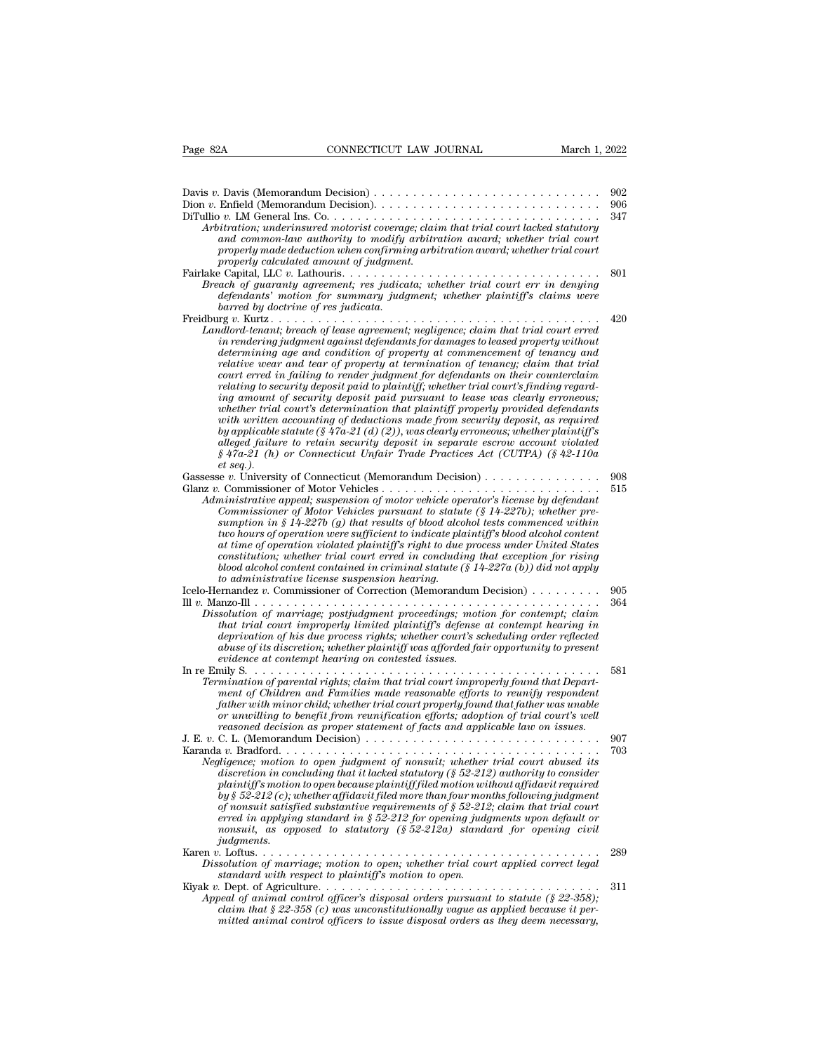Davis *v.* Davis (Memorandum Decision) . . . . . . . . . . . . . . . . . . . . . . . . . . . . 902

Dion *v.* Enfield (Memorandum Decision). . . . . . . . . . . . . . . . . . . . . . . . . . . . 906

DiTullio *v.* LM General Ins. Co. . . . . . . . . . . . . . . . . . . . . . . . . . . . . . . . . . 347

*Arbitration; underinsured motorist coverage; claim that trial court lacked statutory and common-law authority to modify arbitration award; whether trial court properly made deduction when confirming arbitration award; whether trial court properly calculated amount of judgment.*

Fairlake Capital, LLC *v.* Lathouris. . . . . . . . . . . . . . . . . . . . . . . . . . . . . . . . 801

*Breach of guaranty agreement; res judicata; whether trial court err in denying defendants' motion for summary judgment; whether plaintiff's claims were barred by doctrine of res judicata.*

Freidburg *v.* Kurtz . . . . . . . . . . . . . . . . . . . . . . . . . . . . . . . . . . . . . . . . . 420

*Landlord-tenant; breach of lease agreement; negligence; claim that trial court erred in rendering judgment against defendants for damages to leased property without determining age and condition of property at commencement of tenancy and relative wear and tear of property at termination of tenancy; claim that trial court erred in failing to render judgment for defendants on their counterclaim relating to security deposit paid to plaintiff; whether trial court's finding regarding amount of security deposit paid pursuant to lease was clearly erroneous; whether trial court's determination that plaintiff properly provided defendants with written accounting of deductions made from security deposit, as required by applicable statute (§ 47a-21 (d) (2)), was clearly erroneous; whether plaintiff's alleged failure to retain security deposit in separate escrow account violated § 47a-21 (h) or Connecticut Unfair Trade Practices Act (CUTPA) (§ 42-110a et seq.).*

Gassesse *v.* University of Connecticut (Memorandum Decision) . . . . . . . . . . . . . . . 908

Glanz *v.* Commissioner of Motor Vehicles . . . . . . . . . . . . . . . . . . . . . . . . . . . . 515

*Administrative appeal; suspension of motor vehicle operator's license by defendant Commissioner of Motor Vehicles pursuant to statute (§ 14-227b); whether presumption in § 14-227b (g) that results of blood alcohol tests commenced within two hours of operation were sufficient to indicate plaintiff's blood alcohol content at time of operation violated plaintiff's right to due process under United States constitution; whether trial court erred in concluding that exception for rising blood alcohol content contained in criminal statute (§ 14-227a (b)) did not apply to administrative license suspension hearing.*

Icelo-Hernandez *v.* Commissioner of Correction (Memorandum Decision) . . . . . . . . . 905

Ill *v.* Manzo-Ill . . . . . . . . . . . . . . . . . . . . . . . . . . . . . . . . . . . . . . . . . . . . 364

*Dissolution of marriage; postjudgment proceedings; motion for contempt; claim that trial court improperly limited plaintiff's defense at contempt hearing in deprivation of his due process rights; whether court's scheduling order reflected abuse of its discretion; whether plaintiff was afforded fair opportunity to present evidence at contempt hearing on contested issues.*

In re Emily S. . . . . . . . . . . . . . . . . . . . . . . . . . . . . . . . . . . . . . . . . . . . . 581

*Termination of parental rights; claim that trial court improperly found that Department of Children and Families made reasonable efforts to reunify respondent father with minor child; whether trial court properly found that father was unable or unwilling to benefit from reunification efforts; adoption of trial court's well reasoned decision as proper statement of facts and applicable law on issues.*

J. E. *v.* C. L. (Memorandum Decision) . . . . . . . . . . . . . . . . . . . . . . . . . . . . . . 907

Karanda *v.* Bradford. . . . . . . . . . . . . . . . . . . . . . . . . . . . . . . . . . . . . . . . . 703

*Negligence; motion to open judgment of nonsuit; whether trial court abused its discretion in concluding that it lacked statutory (§ 52-212) authority to consider plaintiff's motion to open because plaintiff filed motion without affidavit required by § 52-212 (c); whether affidavit filed more than four months following judgment of nonsuit satisfied substantive requirements of § 52-212; claim that trial court erred in applying standard in § 52-212 for opening judgments upon default or nonsuit, as opposed to statutory (§ 52-212a) standard for opening civil judgments.*

Karen *v.* Loftus. . . . . . . . . . . . . . . . . . . . . . . . . . . . . . . . . . . . . . . . . . . 289

*Dissolution of marriage; motion to open; whether trial court applied correct legal standard with respect to plaintiff's motion to open.*

Kiyak *v.* Dept. of Agriculture. . . . . . . . . . . . . . . . . . . . . . . . . . . . . . . . . . . . 311

*Appeal of animal control officer's disposal orders pursuant to statute (§ 22-358); claim that § 22-358 (c) was unconstitutionally vague as applied because it permitted animal control officers to issue disposal orders as they deem necessary,*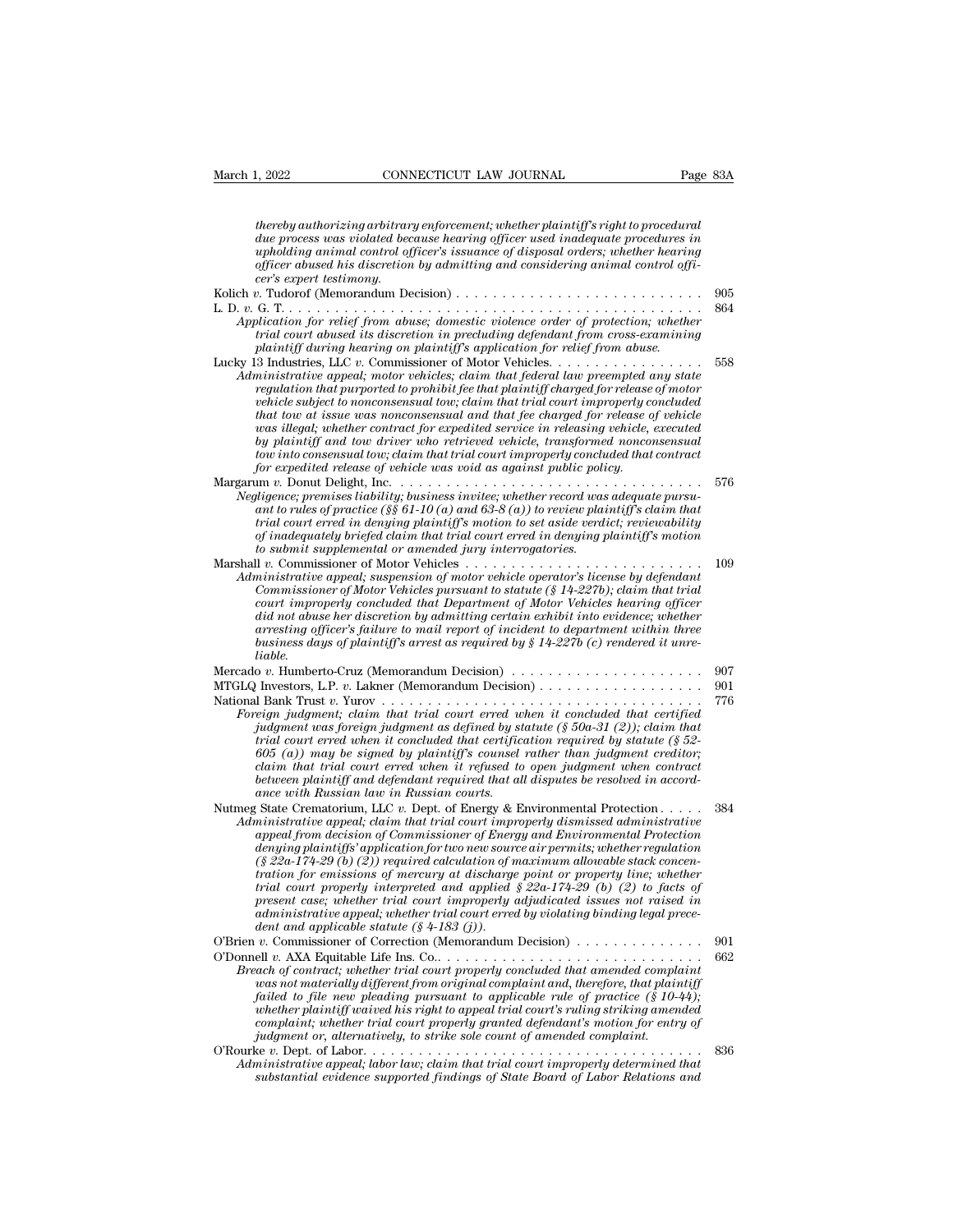*thereby authorizing arbitrary enforcement; whether plaintiff's right to procedural due process was violated because hearing officer used inadequate procedures in upholding animal control officer's issuance of disposal orders; whether hearing officer abused his discretion by admitting and considering animal control officer's expert testimony.*

Kolich *v.* Tudorof (Memorandum Decision) . . . . . . . . . . . . . . . . . . . . . . . . . . 905

L. D. *v.* G. T. . . . . . . . . . . . . . . . . . . . . . . . . . . . . . . . . . . . . . . . . . . . . . . . 864

*Application for relief from abuse; domestic violence order of protection; whether trial court abused its discretion in precluding defendant from cross-examining plaintiff during hearing on plaintiff's application for relief from abuse.*

Lucky 13 Industries, LLC *v.* Commissioner of Motor Vehicles. . . . . . . . . . . . . . . . 558

*Administrative appeal; motor vehicles; claim that federal law preempted any state regulation that purported to prohibit fee that plaintiff charged for release of motor vehicle subject to nonconsensual tow; claim that trial court improperly concluded that tow at issue was nonconsensual and that fee charged for release of vehicle was illegal; whether contract for expedited service in releasing vehicle, executed by plaintiff and tow driver who retrieved vehicle, transformed nonconsensual tow into consensual tow; claim that trial court improperly concluded that contract for expedited release of vehicle was void as against public policy.*

Margarum *v.* Donut Delight, Inc. . . . . . . . . . . . . . . . . . . . . . . . . . . . . . . . . . 576

*Negligence; premises liability; business invitee; whether record was adequate pursuant to rules of practice (§§ 61-10 (a) and 63-8 (a)) to review plaintiff's claim that trial court erred in denying plaintiff's motion to set aside verdict; reviewability of inadequately briefed claim that trial court erred in denying plaintiff's motion to submit supplemental or amended jury interrogatories.*

Marshall *v.* Commissioner of Motor Vehicles . . . . . . . . . . . . . . . . . . . . . . . . . 109

*Administrative appeal; suspension of motor vehicle operator's license by defendant Commissioner of Motor Vehicles pursuant to statute (§ 14-227b); claim that trial court improperly concluded that Department of Motor Vehicles hearing officer did not abuse her discretion by admitting certain exhibit into evidence; whether arresting officer's failure to mail report of incident to department within three business days of plaintiff's arrest as required by § 14-227b (c) rendered it unreliable.*

Mercado *v.* Humberto-Cruz (Memorandum Decision) . . . . . . . . . . . . . . . . . . . . 907

MTGLQ Investors, L.P. *v.* Lakner (Memorandum Decision) . . . . . . . . . . . . . . . . . 901

National Bank Trust *v.* Yurov . . . . . . . . . . . . . . . . . . . . . . . . . . . . . . . . . . . 776

*Foreign judgment; claim that trial court erred when it concluded that certified judgment was foreign judgment as defined by statute (§ 50a-31 (2)); claim that trial court erred when it concluded that certification required by statute (§ 52-605 (a)) may be signed by plaintiff's counsel rather than judgment creditor; claim that trial court erred when it refused to open judgment when contract between plaintiff and defendant required that all disputes be resolved in accordance with Russian law in Russian courts.*

Nutmeg State Crematorium, LLC *v.* Dept. of Energy & Environmental Protection . . . . . 384

*Administrative appeal; claim that trial court improperly dismissed administrative appeal from decision of Commissioner of Energy and Environmental Protection denying plaintiffs' application for two new source air permits; whether regulation (§ 22a-174-29 (b) (2)) required calculation of maximum allowable stack concentration for emissions of mercury at discharge point or property line; whether trial court properly interpreted and applied § 22a-174-29 (b) (2) to facts of present case; whether trial court improperly adjudicated issues not raised in administrative appeal; whether trial court erred by violating binding legal precedent and applicable statute (§ 4-183 (j)).*

O'Brien *v.* Commissioner of Correction (Memorandum Decision) . . . . . . . . . . . . . . 901

O'Donnell *v.* AXA Equitable Life Ins. Co.. . . . . . . . . . . . . . . . . . . . . . . . . . . . . 662

*Breach of contract; whether trial court properly concluded that amended complaint was not materially different from original complaint and, therefore, that plaintiff failed to file new pleading pursuant to applicable rule of practice (§ 10-44); whether plaintiff waived his right to appeal trial court's ruling striking amended complaint; whether trial court properly granted defendant's motion for entry of judgment or, alternatively, to strike sole count of amended complaint.*

O'Rourke *v.* Dept. of Labor. . . . . . . . . . . . . . . . . . . . . . . . . . . . . . . . . . . . . 836

*Administrative appeal; labor law; claim that trial court improperly determined that substantial evidence supported findings of State Board of Labor Relations and*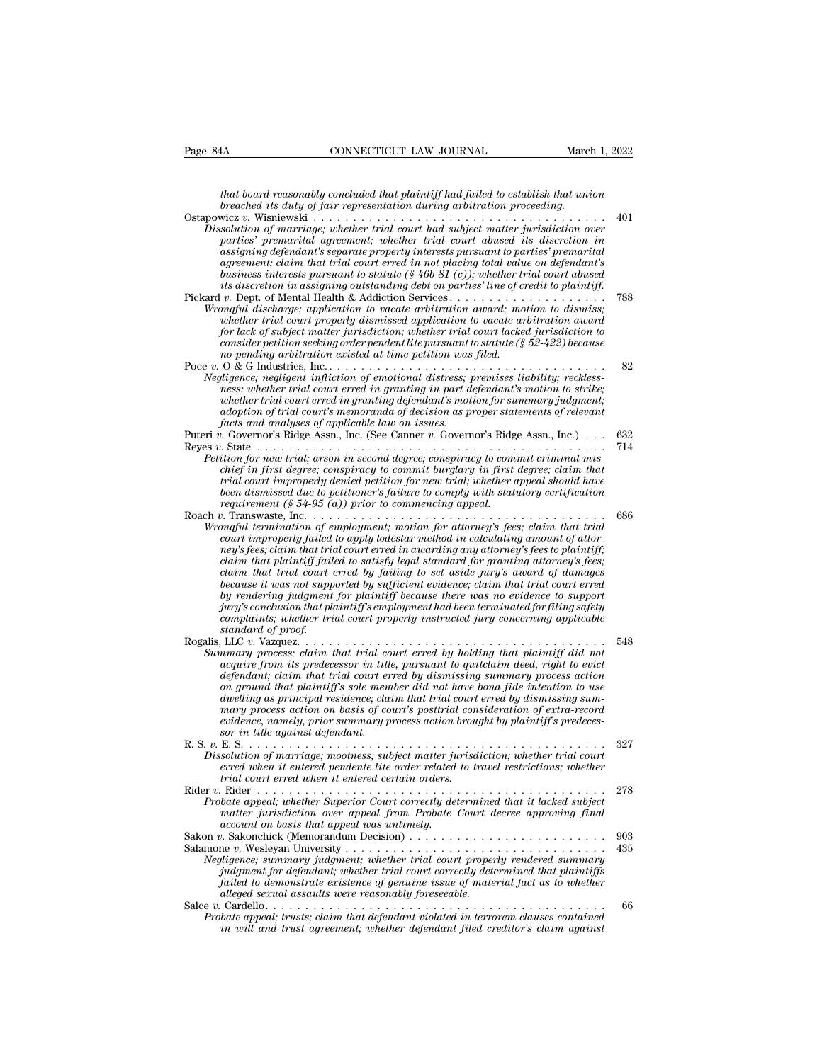*that board reasonably concluded that plaintiff had failed to establish that union breached its duty of fair representation during arbitration proceeding.*

Ostapowicz *v.* Wisniewski . . . . . . . . . . . . . . . . . . . . . . . . . . . . . . . . . . . . . . 401
*Dissolution of marriage; whether trial court had subject matter jurisdiction over parties' premarital agreement; whether trial court abused its discretion in assigning defendant's separate property interests pursuant to parties' premarital agreement; claim that trial court erred in not placing total value on defendant's business interests pursuant to statute (§ 46b-81 (c)); whether trial court abused its discretion in assigning outstanding debt on parties' line of credit to plaintiff.*

Pickard *v.* Dept. of Mental Health & Addiction Services . . . . . . . . . . . . . . . . . . . . 788
*Wrongful discharge; application to vacate arbitration award; motion to dismiss; whether trial court properly dismissed application to vacate arbitration award for lack of subject matter jurisdiction; whether trial court lacked jurisdiction to consider petition seeking order pendent lite pursuant to statute (§ 52-422) because no pending arbitration existed at time petition was filed.*

Poce *v.* O & G Industries, Inc. . . . . . . . . . . . . . . . . . . . . . . . . . . . . . . . . . . . 82
*Negligence; negligent infliction of emotional distress; premises liability; recklessness; whether trial court erred in granting in part defendant's motion to strike; whether trial court erred in granting defendant's motion for summary judgment; adoption of trial court's memoranda of decision as proper statements of relevant facts and analyses of applicable law on issues.*

Puteri *v.* Governor's Ridge Assn., Inc. (See Canner *v.* Governor's Ridge Assn., Inc.) . . . 632

Reyes *v.* State . . . . . . . . . . . . . . . . . . . . . . . . . . . . . . . . . . . . . . . . . . . 714
*Petition for new trial; arson in second degree; conspiracy to commit criminal mischief in first degree; conspiracy to commit burglary in first degree; claim that trial court improperly denied petition for new trial; whether appeal should have been dismissed due to petitioner's failure to comply with statutory certification requirement (§ 54-95 (a)) prior to commencing appeal.*

Roach *v.* Transwaste, Inc. . . . . . . . . . . . . . . . . . . . . . . . . . . . . . . . . . . . . . 686
*Wrongful termination of employment; motion for attorney's fees; claim that trial court improperly failed to apply lodestar method in calculating amount of attorney's fees; claim that trial court erred in awarding any attorney's fees to plaintiff; claim that plaintiff failed to satisfy legal standard for granting attorney's fees; claim that trial court erred by failing to set aside jury's award of damages because it was not supported by sufficient evidence; claim that trial court erred by rendering judgment for plaintiff because there was no evidence to support jury's conclusion that plaintiff's employment had been terminated for filing safety complaints; whether trial court properly instructed jury concerning applicable standard of proof.*

Rogalis, LLC *v.* Vazquez. . . . . . . . . . . . . . . . . . . . . . . . . . . . . . . . . . . . . . 548
*Summary process; claim that trial court erred by holding that plaintiff did not acquire from its predecessor in title, pursuant to quitclaim deed, right to evict defendant; claim that trial court erred by dismissing summary process action on ground that plaintiff's sole member did not have bona fide intention to use dwelling as principal residence; claim that trial court erred by dismissing summary process action on basis of court's posttrial consideration of extra-record evidence, namely, prior summary process action brought by plaintiff's predecessor in title against defendant.*

R. S. *v.* E. S. . . . . . . . . . . . . . . . . . . . . . . . . . . . . . . . . . . . . . . . . . . . 327
*Dissolution of marriage; mootness; subject matter jurisdiction; whether trial court erred when it entered pendente lite order related to travel restrictions; whether trial court erred when it entered certain orders.*

Rider *v.* Rider . . . . . . . . . . . . . . . . . . . . . . . . . . . . . . . . . . . . . . . . . . . 278
*Probate appeal; whether Superior Court correctly determined that it lacked subject matter jurisdiction over appeal from Probate Court decree approving final account on basis that appeal was untimely.*

Sakon *v.* Sakonchick (Memorandum Decision) . . . . . . . . . . . . . . . . . . . . . . . . . 903

Salamone *v.* Wesleyan University . . . . . . . . . . . . . . . . . . . . . . . . . . . . . . . . . 435
*Negligence; summary judgment; whether trial court properly rendered summary judgment for defendant; whether trial court correctly determined that plaintiffs failed to demonstrate existence of genuine issue of material fact as to whether alleged sexual assaults were reasonably foreseeable.*

Salce *v.* Cardello. . . . . . . . . . . . . . . . . . . . . . . . . . . . . . . . . . . . . . . . . . . 66
*Probate appeal; trusts; claim that defendant violated in terrorem clauses contained in will and trust agreement; whether defendant filed creditor's claim against*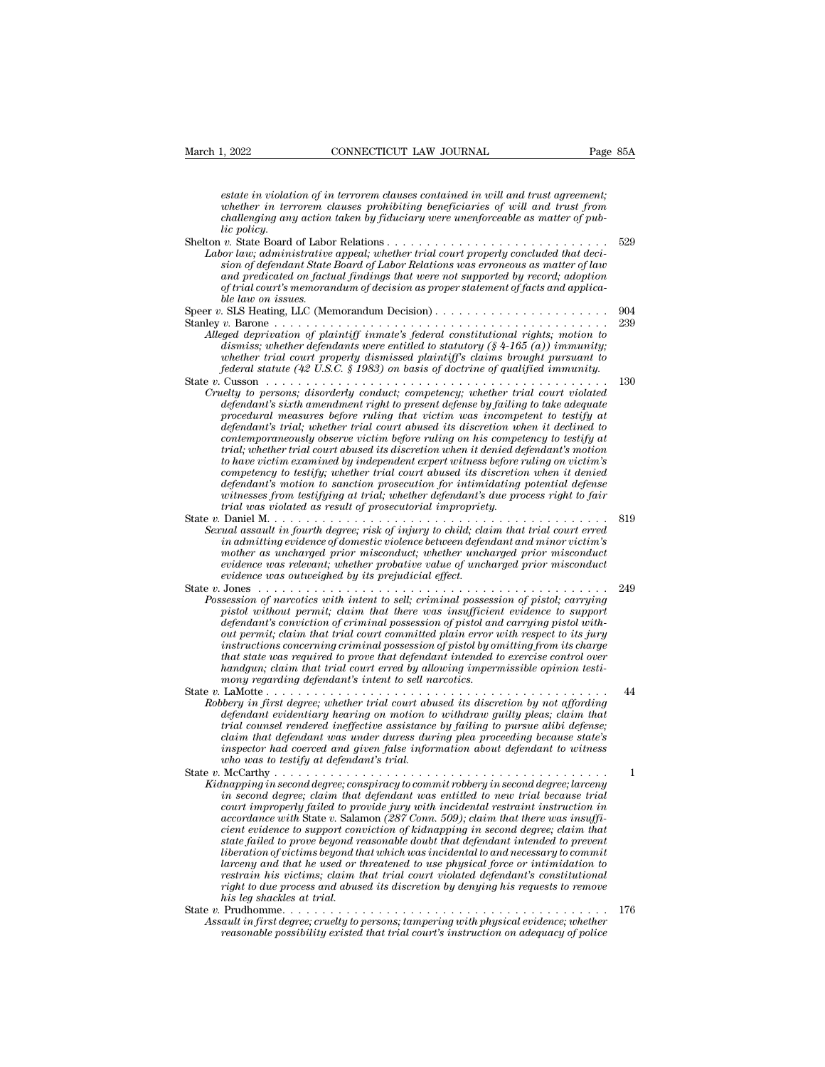*estate in violation of in terrorem clauses contained in will and trust agreement; whether in terrorem clauses prohibiting beneficiaries of will and trust from challenging any action taken by fiduciary were unenforceable as matter of public policy.*

Shelton *v.* State Board of Labor Relations . . . . . . . . . . . . . . . . . . . . . . . . . . . 529

*Labor law; administrative appeal; whether trial court properly concluded that decision of defendant State Board of Labor Relations was erroneous as matter of law and predicated on factual findings that were not supported by record; adoption of trial court's memorandum of decision as proper statement of facts and applicable law on issues.*

Speer *v.* SLS Heating, LLC (Memorandum Decision) . . . . . . . . . . . . . . . . . . . . . 904

Stanley *v.* Barone . . . . . . . . . . . . . . . . . . . . . . . . . . . . . . . . . . . . . . . . . . 239

*Alleged deprivation of plaintiff inmate's federal constitutional rights; motion to dismiss; whether defendants were entitled to statutory (§ 4-165 (a)) immunity; whether trial court properly dismissed plaintiff's claims brought pursuant to federal statute (42 U.S.C. § 1983) on basis of doctrine of qualified immunity.*

State *v.* Cusson . . . . . . . . . . . . . . . . . . . . . . . . . . . . . . . . . . . . . . . . . . . 130

*Cruelty to persons; disorderly conduct; competency; whether trial court violated defendant's sixth amendment right to present defense by failing to take adequate procedural measures before ruling that victim was incompetent to testify at defendant's trial; whether trial court abused its discretion when it declined to contemporaneously observe victim before ruling on his competency to testify at trial; whether trial court abused its discretion when it denied defendant's motion to have victim examined by independent expert witness before ruling on victim's competency to testify; whether trial court abused its discretion when it denied defendant's motion to sanction prosecution for intimidating potential defense witnesses from testifying at trial; whether defendant's due process right to fair trial was violated as result of prosecutorial impropriety.*

State *v.* Daniel M. . . . . . . . . . . . . . . . . . . . . . . . . . . . . . . . . . . . . . . . . . 819

*Sexual assault in fourth degree; risk of injury to child; claim that trial court erred in admitting evidence of domestic violence between defendant and minor victim's mother as uncharged prior misconduct; whether uncharged prior misconduct evidence was relevant; whether probative value of uncharged prior misconduct evidence was outweighed by its prejudicial effect.*

State *v.* Jones . . . . . . . . . . . . . . . . . . . . . . . . . . . . . . . . . . . . . . . . . . . . 249

*Possession of narcotics with intent to sell; criminal possession of pistol; carrying pistol without permit; claim that there was insufficient evidence to support defendant's conviction of criminal possession of pistol and carrying pistol without permit; claim that trial court committed plain error with respect to its jury instructions concerning criminal possession of pistol by omitting from its charge that state was required to prove that defendant intended to exercise control over handgun; claim that trial court erred by allowing impermissible opinion testimony regarding defendant's intent to sell narcotics.*

State *v.* LaMotte . . . . . . . . . . . . . . . . . . . . . . . . . . . . . . . . . . . . . . . . . . . 44

*Robbery in first degree; whether trial court abused its discretion by not affording defendant evidentiary hearing on motion to withdraw guilty pleas; claim that trial counsel rendered ineffective assistance by failing to pursue alibi defense; claim that defendant was under duress during plea proceeding because state's inspector had coerced and given false information about defendant to witness who was to testify at defendant's trial.*

State *v.* McCarthy . . . . . . . . . . . . . . . . . . . . . . . . . . . . . . . . . . . . . . . . . . 1

*Kidnapping in second degree; conspiracy to commit robbery in second degree; larceny in second degree; claim that defendant was entitled to new trial because trial court improperly failed to provide jury with incidental restraint instruction in accordance with* State v. Salamon *(287 Conn. 509); claim that there was insufficient evidence to support conviction of kidnapping in second degree; claim that state failed to prove beyond reasonable doubt that defendant intended to prevent liberation of victims beyond that which was incidental to and necessary to commit larceny and that he used or threatened to use physical force or intimidation to restrain his victims; claim that trial court violated defendant's constitutional right to due process and abused its discretion by denying his requests to remove his leg shackles at trial.*

State *v.* Prudhomme. . . . . . . . . . . . . . . . . . . . . . . . . . . . . . . . . . . . . . . . . . 176

*Assault in first degree; cruelty to persons; tampering with physical evidence; whether reasonable possibility existed that trial court's instruction on adequacy of police*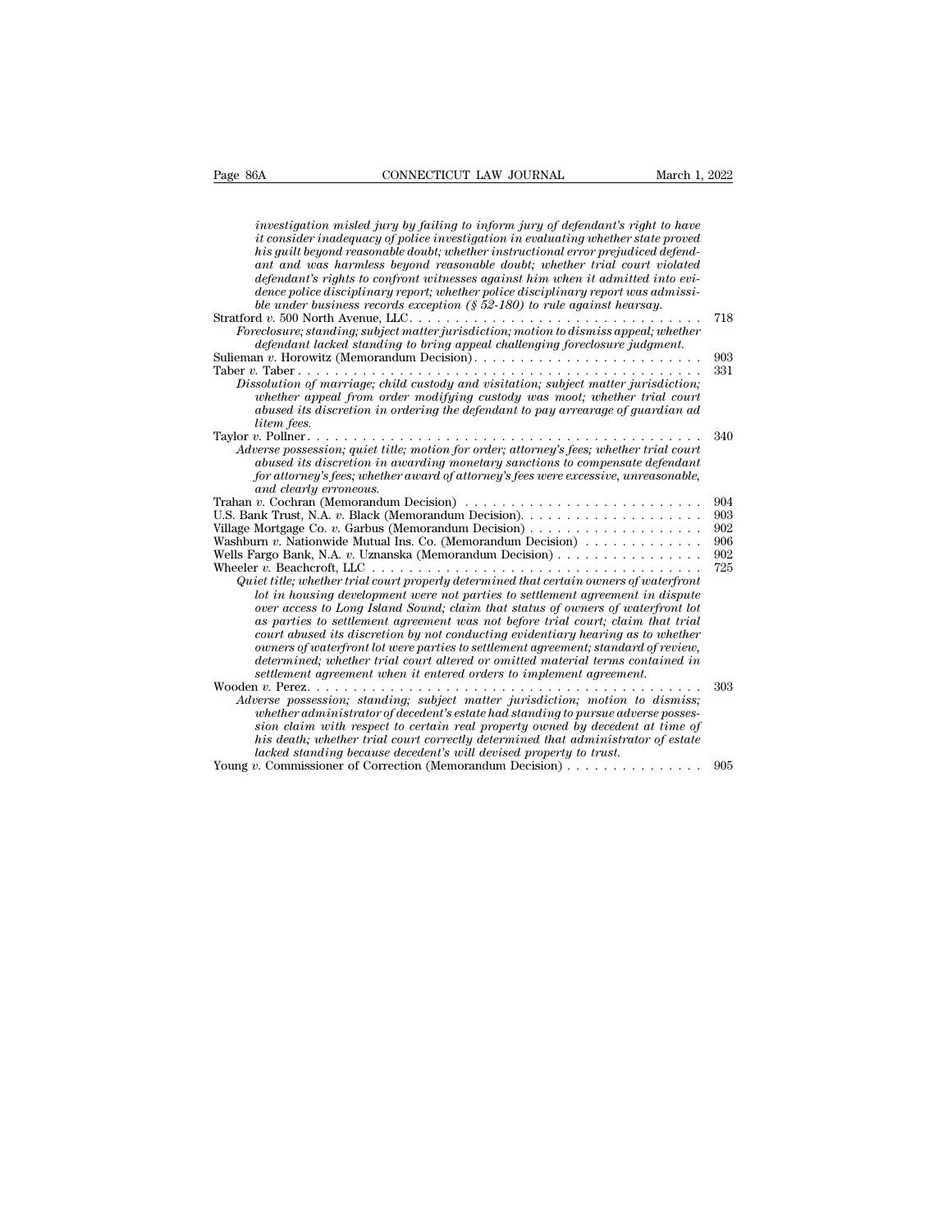*investigation misled jury by failing to inform jury of defendant's right to have it consider inadequacy of police investigation in evaluating whether state proved his guilt beyond reasonable doubt; whether instructional error prejudiced defendant and was harmless beyond reasonable doubt; whether trial court violated defendant's rights to confront witnesses against him when it admitted into evidence police disciplinary report; whether police disciplinary report was admissible under business records exception (§ 52-180) to rule against hearsay.*

Stratford *v.* 500 North Avenue, LLC. . . . . . . . . . . . . . . . . . . . . . . . . . . . . . . . 718
*Foreclosure; standing; subject matter jurisdiction; motion to dismiss appeal; whether defendant lacked standing to bring appeal challenging foreclosure judgment.*

Sulieman *v.* Horowitz (Memorandum Decision). . . . . . . . . . . . . . . . . . . . . . . . . 903

Taber *v.* Taber . . . . . . . . . . . . . . . . . . . . . . . . . . . . . . . . . . . . . . . . . . . . 331
*Dissolution of marriage; child custody and visitation; subject matter jurisdiction; whether appeal from order modifying custody was moot; whether trial court abused its discretion in ordering the defendant to pay arrearage of guardian ad litem fees.*

Taylor *v.* Pollner. . . . . . . . . . . . . . . . . . . . . . . . . . . . . . . . . . . . . . . . . . . 340
*Adverse possession; quiet title; motion for order; attorney's fees; whether trial court abused its discretion in awarding monetary sanctions to compensate defendant for attorney's fees; whether award of attorney's fees were excessive, unreasonable, and clearly erroneous.*

Trahan *v.* Cochran (Memorandum Decision) . . . . . . . . . . . . . . . . . . . . . . . . . . 904

U.S. Bank Trust, N.A. *v.* Black (Memorandum Decision). . . . . . . . . . . . . . . . . . . . 903

Village Mortgage Co. *v.* Garbus (Memorandum Decision) . . . . . . . . . . . . . . . . . . . 902

Washburn *v.* Nationwide Mutual Ins. Co. (Memorandum Decision) . . . . . . . . . . . . . 906

Wells Fargo Bank, N.A. *v.* Uznanska (Memorandum Decision) . . . . . . . . . . . . . . . . 902

Wheeler *v.* Beachcroft, LLC . . . . . . . . . . . . . . . . . . . . . . . . . . . . . . . . . . . . 725
*Quiet title; whether trial court properly determined that certain owners of waterfront lot in housing development were not parties to settlement agreement in dispute over access to Long Island Sound; claim that status of owners of waterfront lot as parties to settlement agreement was not before trial court; claim that trial court abused its discretion by not conducting evidentiary hearing as to whether owners of waterfront lot were parties to settlement agreement; standard of review, determined; whether trial court altered or omitted material terms contained in settlement agreement when it entered orders to implement agreement.*

Wooden *v.* Perez. . . . . . . . . . . . . . . . . . . . . . . . . . . . . . . . . . . . . . . . . . . 303
*Adverse possession; standing; subject matter jurisdiction; motion to dismiss; whether administrator of decedent's estate had standing to pursue adverse possession claim with respect to certain real property owned by decedent at time of his death; whether trial court correctly determined that administrator of estate lacked standing because decedent's will devised property to trust.*

Young *v.* Commissioner of Correction (Memorandum Decision) . . . . . . . . . . . . . . . 905